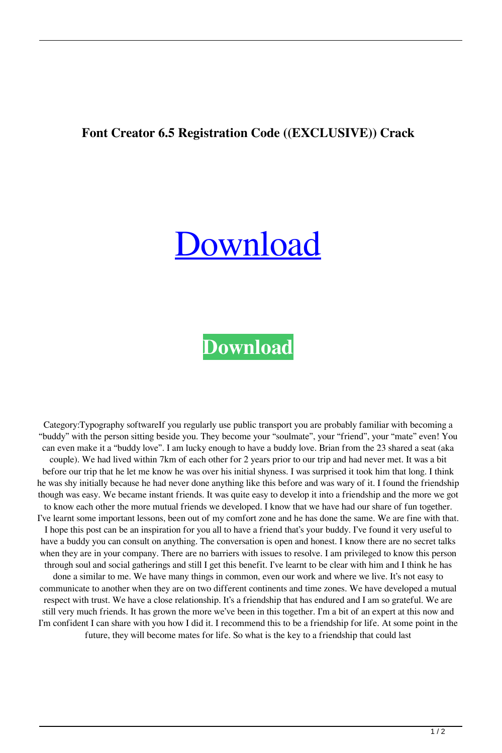**Font Creator 6.5 Registration Code ((EXCLUSIVE)) Crack**

Download

**Download**

Category:Typography softwareIf you regularly use public transport you are probably familiar with becoming a "buddy" with the person sitting beside you. They become your "soulmate", your "friend", your "mate" even! You can even make it a "buddy love". I am lucky enough to have a buddy love. Brian from the 23 shared a seat (aka couple). We had lived within 7km of each other for 2 years prior to our trip and had never met. It was a bit before our trip that he let me know he was over his initial shyness. I was surprised it took him that long. I think he was shy initially because he had never done anything like this before and was wary of it. I found the friendship though was easy. We became instant friends. It was quite easy to develop it into a friendship and the more we got to know each other the more mutual friends we developed. I know that we have had our share of fun together. I've learnt some important lessons, been out of my comfort zone and he has done the same. We are fine with that. I hope this post can be an inspiration for you all to have a friend that's your buddy. I've found it very useful to have a buddy you can consult on anything. The conversation is open and honest. I know there are no secret talks when they are in your company. There are no barriers with issues to resolve. I am privileged to know this person through soul and social gatherings and still I get this benefit. I've learnt to be clear with him and I think he has done a similar to me. We have many things in common, even our work and where we live. It's not easy to communicate to another when they are on two different continents and time zones. We have developed a mutual respect with trust. We have a close relationship. It's a friendship that has endured and I am so grateful. We are still very much friends. It has grown the more we've been in this together. I'm a bit of an expert at this now and I'm confident I can share with you how I did it. I recommend this to be a friendship for life. At some point in the future, they will become mates for life. So what is the key to a friendship that could last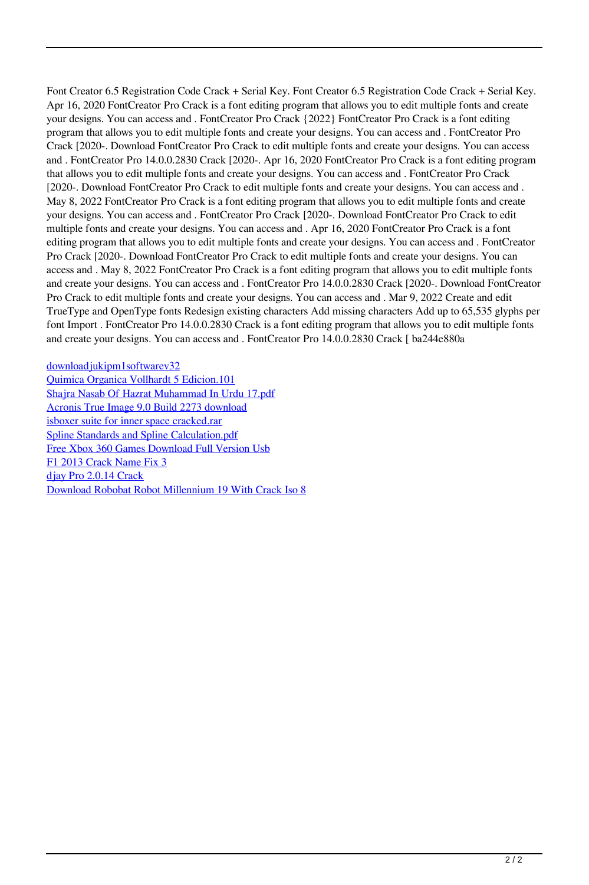Font Creator 6.5 Registration Code Crack + Serial Key. Font Creator 6.5 Registration Code Crack + Serial Key. Apr 16, 2020 FontCreator Pro Crack is a font editing program that allows you to edit multiple fonts and create your designs. You can access and . FontCreator Pro Crack {2022} FontCreator Pro Crack is a font editing program that allows you to edit multiple fonts and create your designs. You can access and . FontCreator Pro Crack [2020-. Download FontCreator Pro Crack to edit multiple fonts and create your designs. You can access and . FontCreator Pro 14.0.0.2830 Crack [2020-. Apr 16, 2020 FontCreator Pro Crack is a font editing program that allows you to edit multiple fonts and create your designs. You can access and . FontCreator Pro Crack [2020-. Download FontCreator Pro Crack to edit multiple fonts and create your designs. You can access and . May 8, 2022 FontCreator Pro Crack is a font editing program that allows you to edit multiple fonts and create your designs. You can access and . FontCreator Pro Crack [2020-. Download FontCreator Pro Crack to edit multiple fonts and create your designs. You can access and . Apr 16, 2020 FontCreator Pro Crack is a font editing program that allows you to edit multiple fonts and create your designs. You can access and . FontCreator Pro Crack [2020-. Download FontCreator Pro Crack to edit multiple fonts and create your designs. You can access and . May 8, 2022 FontCreator Pro Crack is a font editing program that allows you to edit multiple fonts and create your designs. You can access and . FontCreator Pro 14.0.0.2830 Crack [2020-. Download FontCreator Pro Crack to edit multiple fonts and create your designs. You can access and . Mar 9, 2022 Create and edit TrueType and OpenType fonts Redesign existing characters Add missing characters Add up to 65,535 glyphs per font Import . FontCreator Pro 14.0.0.2830 Crack is a font editing program that allows you to edit multiple fonts and create your designs. You can access and . FontCreator Pro 14.0.0.2830 Crack [ ba244e880a

downloadjukipm1softwarev32
Quimica Organica Vollhardt 5 Edicion.101
Shajra Nasab Of Hazrat Muhammad In Urdu 17.pdf
Acronis True Image 9.0 Build 2273 download
isboxer suite for inner space cracked.rar
Spline Standards and Spline Calculation.pdf
Free Xbox 360 Games Download Full Version Usb
F1 2013 Crack Name Fix 3
djay Pro 2.0.14 Crack
Download Robobat Robot Millennium 19 With Crack Iso 8